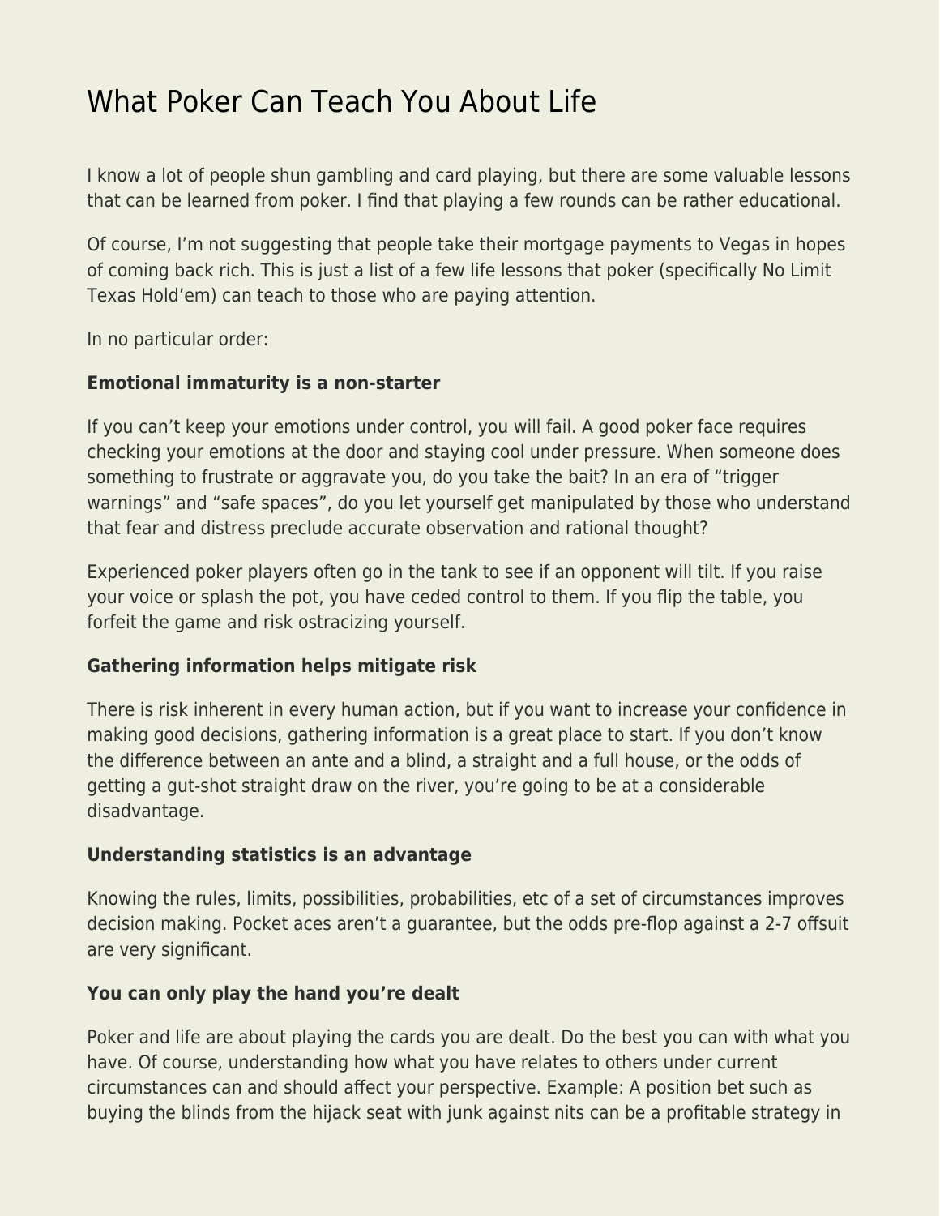# What Poker Can Teach You About Life

I know a lot of people shun gambling and card playing, but there are some valuable lessons that can be learned from poker. I find that playing a few rounds can be rather educational.

Of course, I'm not suggesting that people take their mortgage payments to Vegas in hopes of coming back rich. This is just a list of a few life lessons that poker (specifically No Limit Texas Hold'em) can teach to those who are paying attention.

In no particular order:

**Emotional immaturity is a non-starter**

If you can't keep your emotions under control, you will fail. A good poker face requires checking your emotions at the door and staying cool under pressure. When someone does something to frustrate or aggravate you, do you take the bait? In an era of "trigger warnings" and "safe spaces", do you let yourself get manipulated by those who understand that fear and distress preclude accurate observation and rational thought?

Experienced poker players often go in the tank to see if an opponent will tilt. If you raise your voice or splash the pot, you have ceded control to them. If you flip the table, you forfeit the game and risk ostracizing yourself.

**Gathering information helps mitigate risk**

There is risk inherent in every human action, but if you want to increase your confidence in making good decisions, gathering information is a great place to start. If you don't know the difference between an ante and a blind, a straight and a full house, or the odds of getting a gut-shot straight draw on the river, you're going to be at a considerable disadvantage.

**Understanding statistics is an advantage**

Knowing the rules, limits, possibilities, probabilities, etc of a set of circumstances improves decision making. Pocket aces aren't a guarantee, but the odds pre-flop against a 2-7 offsuit are very significant.

**You can only play the hand you're dealt**

Poker and life are about playing the cards you are dealt. Do the best you can with what you have. Of course, understanding how what you have relates to others under current circumstances can and should affect your perspective. Example: A position bet such as buying the blinds from the hijack seat with junk against nits can be a profitable strategy in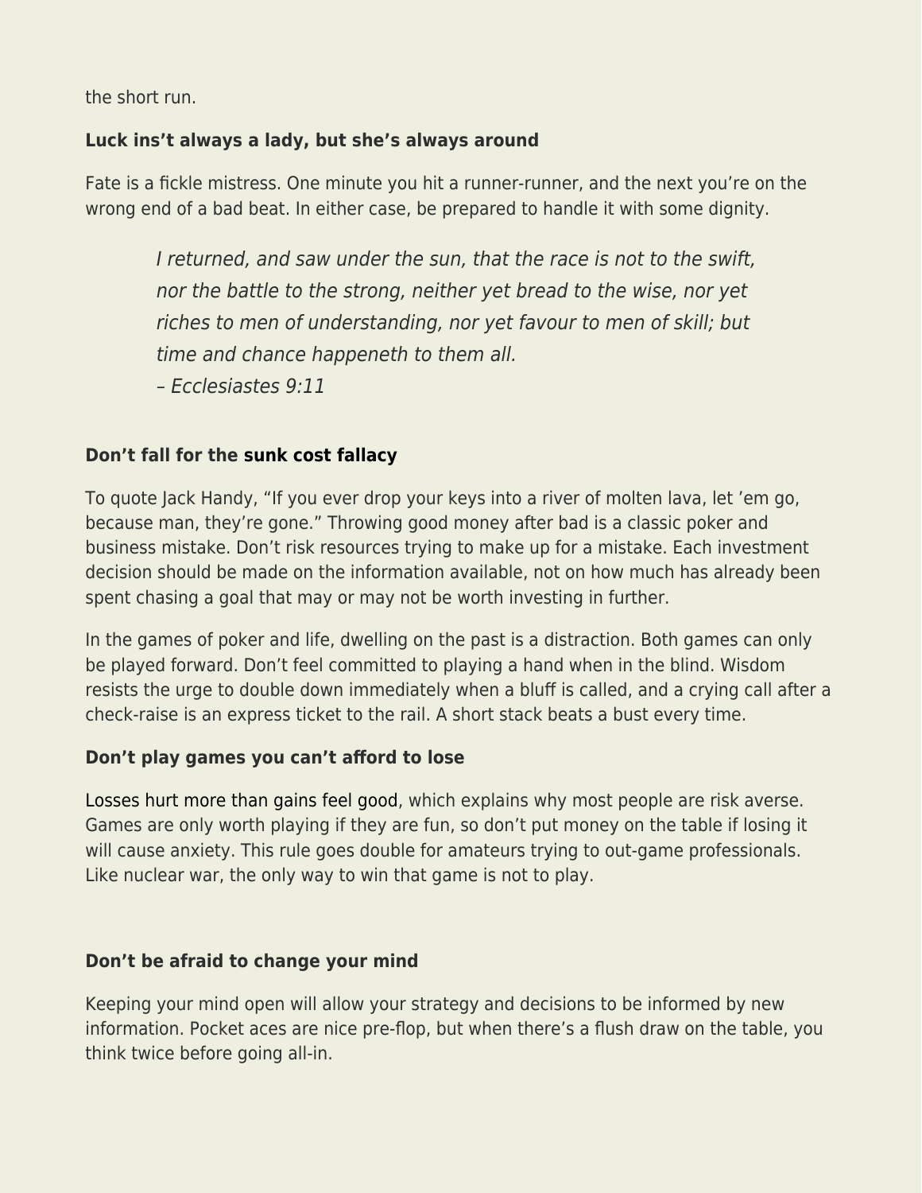the short run.

**Luck ins't always a lady, but she's always around**

Fate is a fickle mistress. One minute you hit a runner-runner, and the next you're on the wrong end of a bad beat. In either case, be prepared to handle it with some dignity.

> *I returned, and saw under the sun, that the race is not to the swift, nor the battle to the strong, neither yet bread to the wise, nor yet riches to men of understanding, nor yet favour to men of skill; but time and chance happeneth to them all.*
> *– Ecclesiastes 9:11*

**Don't fall for the sunk cost fallacy**

To quote Jack Handy, "If you ever drop your keys into a river of molten lava, let 'em go, because man, they're gone." Throwing good money after bad is a classic poker and business mistake. Don't risk resources trying to make up for a mistake. Each investment decision should be made on the information available, not on how much has already been spent chasing a goal that may or may not be worth investing in further.

In the games of poker and life, dwelling on the past is a distraction. Both games can only be played forward. Don't feel committed to playing a hand when in the blind. Wisdom resists the urge to double down immediately when a bluff is called, and a crying call after a check-raise is an express ticket to the rail. A short stack beats a bust every time.

**Don't play games you can't afford to lose**

Losses hurt more than gains feel good, which explains why most people are risk averse. Games are only worth playing if they are fun, so don't put money on the table if losing it will cause anxiety. This rule goes double for amateurs trying to out-game professionals. Like nuclear war, the only way to win that game is not to play.

**Don't be afraid to change your mind**

Keeping your mind open will allow your strategy and decisions to be informed by new information. Pocket aces are nice pre-flop, but when there's a flush draw on the table, you think twice before going all-in.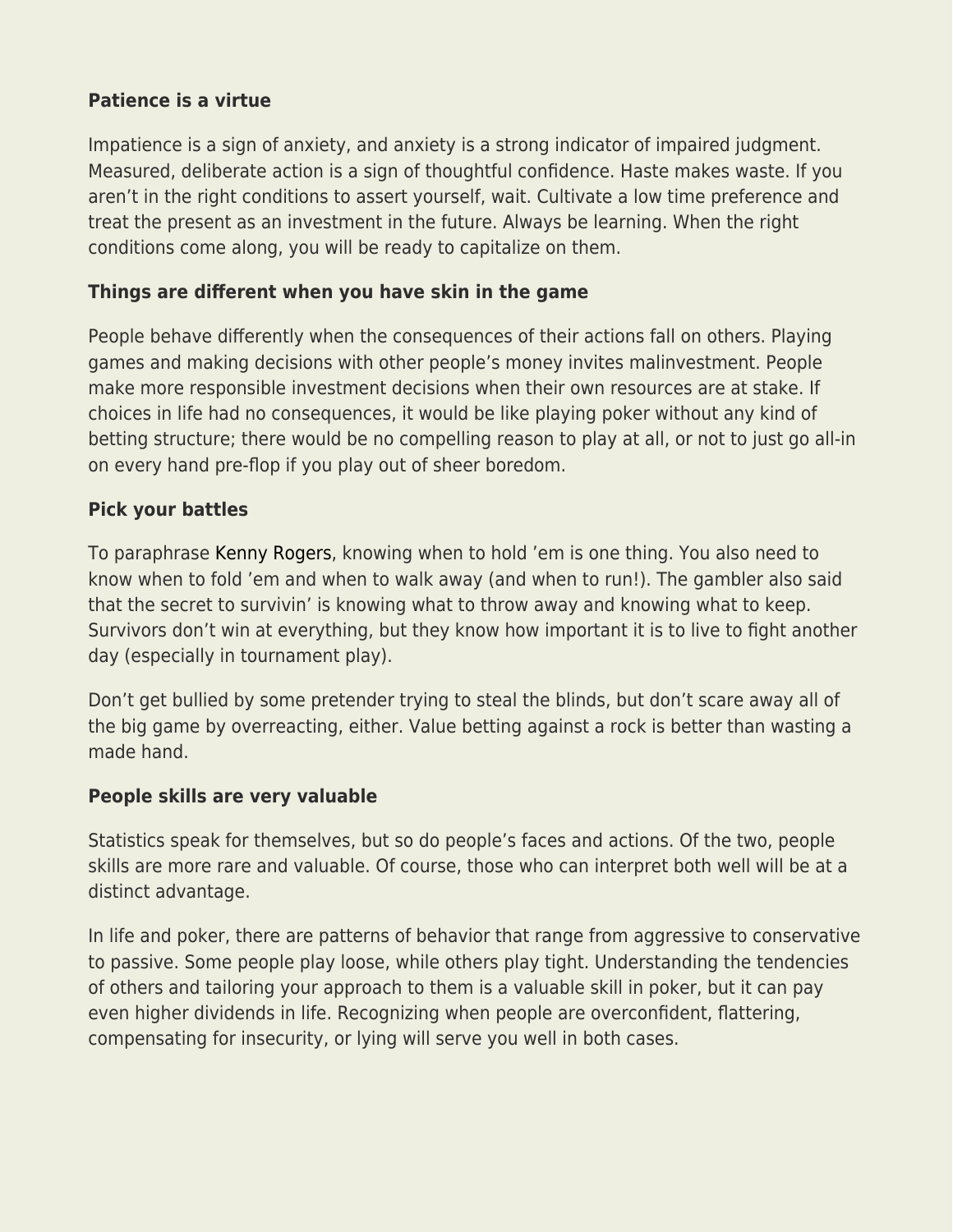**Patience is a virtue**

Impatience is a sign of anxiety, and anxiety is a strong indicator of impaired judgment. Measured, deliberate action is a sign of thoughtful confidence. Haste makes waste. If you aren't in the right conditions to assert yourself, wait. Cultivate a low time preference and treat the present as an investment in the future. Always be learning. When the right conditions come along, you will be ready to capitalize on them.

**Things are different when you have skin in the game**

People behave differently when the consequences of their actions fall on others. Playing games and making decisions with other people's money invites malinvestment. People make more responsible investment decisions when their own resources are at stake. If choices in life had no consequences, it would be like playing poker without any kind of betting structure; there would be no compelling reason to play at all, or not to just go all-in on every hand pre-flop if you play out of sheer boredom.

**Pick your battles**

To paraphrase Kenny Rogers, knowing when to hold 'em is one thing. You also need to know when to fold 'em and when to walk away (and when to run!). The gambler also said that the secret to survivin' is knowing what to throw away and knowing what to keep. Survivors don't win at everything, but they know how important it is to live to fight another day (especially in tournament play).

Don't get bullied by some pretender trying to steal the blinds, but don't scare away all of the big game by overreacting, either. Value betting against a rock is better than wasting a made hand.

**People skills are very valuable**

Statistics speak for themselves, but so do people's faces and actions. Of the two, people skills are more rare and valuable. Of course, those who can interpret both well will be at a distinct advantage.

In life and poker, there are patterns of behavior that range from aggressive to conservative to passive. Some people play loose, while others play tight. Understanding the tendencies of others and tailoring your approach to them is a valuable skill in poker, but it can pay even higher dividends in life. Recognizing when people are overconfident, flattering, compensating for insecurity, or lying will serve you well in both cases.